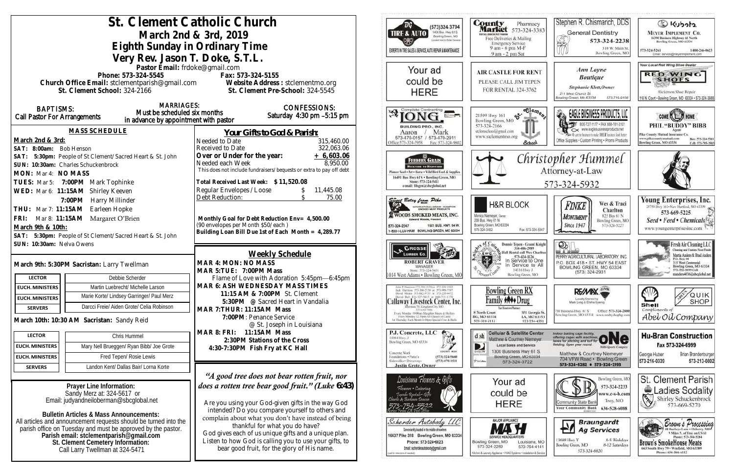# St. Clement Catholic Church

## March 2nd & 3rd, 2019

## Eighth Sunday in Ordinary Time

## Very Rev. Jason T. Doke, S.T.L.

Pastor Email: frdoke@gmail.com

Phone: 573-324-5545　　Fax: 573-324-5155

Church Office Email: stclementparish@gmail.com　　Website Address : stclementmo.org

St. Clement School: 324-2166　　St. Clement Pre-School: 324-5545

**BAPTISMS:** Call Pastor For Arrangements

**MARRIAGES:** Must be scheduled six months in advance by appointment with pastor

**CONFESSIONS:** Saturday 4:30 pm –5:15 pm

### MASS SCHEDULE

**March 2nd & 3rd:**

SAT: 8:00am: Bob Henson

SAT: 5:30pm: People of St Clement/ Sacred Heart & St. John

SUN: 10:30am: Charles Schuckenbrock

MON: Mar 4: NO MASS

TUES: Mar 5: 7:00PM Mark Tophinke

WED: Mar 6: 11:15AM Shirley Keeven

7:00PM Harry Millinder

THU: Mar 7: 11:15AM Earleen Hopke

FRI: Mar 8: 11:15AM Margaret O'Brien

**March 9th & 10th:**

SAT: 5:30pm: People of St Clement/ Sacred Heart & St. John

SUN: 10:30am: Nelva Owens

**March 9th: 5:30PM Sacristan:** Larry Twellman

| | |
|---|---|
| LECTOR | Debbie Scherder |
| EUCH. MINISTERS | Martin Luebrecht/ Michelle Larson |
| EUCH. MINISTERS | Marie Korte/ Lindsey Garringer/ Paul Merz |
| SERVERS | Darcci Freie/ Aiden Grote/ Celia Robinson |

**March 10th: 10:30 AM Sacristan:** Sandy Reid

| | |
|---|---|
| LECTOR | Chris Hummel |
| EUCH. MINISTERS | Mary Nell Brueggen/ Ryan Bibb/ Joe Grote |
| EUCH. MINISTERS | Fred Tepen/ Rosie Lewis |
| SERVERS | Landon Kent/ Dallas Bair/ Lorna Korte |

**Prayer Line Information:**
Sandy Merz at: 324-5617 or
Email: judyandneiloberman@sbcglobal.net

**Bulletin Articles & Mass Announcements:**
All articles and announcement requests should be turned into the parish office on Tuesday and must be approved by the pastor.
**Parish email: stclementparish@gmail.com**
**St. Clement Cemetery Information:**
Call Larry Twellman at 324-5471

### Your Gifts to God & Parish:

| | |
|---|---|
| Needed to Date | 315,460.00 |
| Received to Date | 322,063.06 |
| **Over or Under for the year:** | **+ 6,603.06** |
| Needed each Week | 8,950.00 |

This does not include fundraisers/bequests or extra to pay off debt

**Total Received Last Week: $ 11,520.08**

| | |
|---|---|
| Regular Envelopes / Loose | $ 11,445.08 |
| Debt Reduction: | $ 75.00 |

**Monthly Goal for Debt Reduction Env= 4,500.00**
(90 envelopes per Month $50/each )
**Building Loan Bill Due 1st of Each Month = 4,289.77**

### Weekly Schedule

**MAR 4: MON: NO MASS**

**MAR 5:TUE: 7:00PM Mass**

Flame of Love with Adoration 5:45pm—6:45pm

**MAR 6: ASH WEDNESDAY MASS TIMES**

**11:15 AM & 7:00PM** St. Clement

**5:30PM** @ Sacred Heart in Vandalia

**MAR 7:THUR: 11:15AM Mass**

**7:00PM**: Penance Service

@ St. Joseph in Louisiana

**MAR 8: FRI: 11:15AM Mass**

**2:30PM Stations of the Cross**

**4:30-7:30PM Fish Fry at KC Hall**

*"A good tree does not bear rotten fruit, nor does a rotten tree bear good fruit." (Luke 6:43)*

Are you using your God-given gifts in the way God intended? Do you compare yourself to others and complain about what you don't have instead of being thankful for what you do have?
God gives each of us unique gifts and a unique plan. Listen to how God is calling you to use your gifts, to bear good fruit, for the glory of His name.

---

BG Tire & Auto (573)324-3704, 1400 Bus. Hwy 61 S. Bowling Green, MO. Experts in Tire Sales & Service, Auto Repair & Maintenance

County Market Pharmacy 573-324-3383. Free Deliveries & Mailing, Emergency Service, 9 am - 6 pm M-F, 9 am - 2 pm Sat

Stephen R. Chismarich, DDS. General Dentistry 573-324-2238, 310 W. Main St. Bowling Green, MO

Kubota. Meyer Implement Co. 16398 Business Highway 61 North, Bowling Green, MO 63334. 573-324-5261, 1-800-246-0623

Your ad could be HERE

Air Castle For Rent. Please call Jim Tepen for rental 324-3762

Ann Layne Boutique. Stephanie Klott, Owner. 211 West Church St. Bowling Green, Mo 63334. 573-719-9108

Your Local Red Wing Shoe Dealer. Red Wing Shoes. Hickerson Shoe Repair, 116 N. Court • Bowling Green, MO 63334 • 573-324-3688

Complete Contracting. Long Building Pro., Inc. Aaron / Mark 573-470-0157 / 573-470-2911. Office:573-324-5958 Fax: 573-324-9802

St. Clement School. 21509 Hwy 161, Bowling Green, MO. 573-324-2166. stclemschool@gmail.com. www.stclementmo.org

Eagle Business Products, LLC. 800-727-1177 • Fax 888-781-3101. www.eaglebusinessproducts.net. Office Supplies • Custom Printing • Promo Products

Come Home. Phil "Buddy" Bibb, Agent. Pike County Mutual Insurance Co. Bowling Green, MO 63334. Bus: 573-324-5301, Cell: 573-795-3803

Feeders Grain. Backyard to Barnyard. Pioneer Seed • Pet • Horse • Wild Bird Feed & Supplies. 16491 Bus Hwy 61N • Bowling Green, MO. Store: 573-324-5411. e-mail: fdsgrn@sbcglobal.net

Christopher Hummel, Attorney-at-Law, 573-324-5932

Sweet Betsy from Pike. Woods Smoked Meats, Inc. Edward Woods, President. 573-324-2247. 1501 Bus. Hwy. 54 W. 1-800-I-LUV-HAM Bowling Green, MO 63334

H&R Block. Monica Niemeyer, Owner. 205 Bus. Hwy 61 N, Bowling Green, MO 63334. 573-324-3402. Fax: 573-324-5047

Finke Monument, Since 1947. Wes & Traci Charlton. 825 Bus 61 N Bowling Green, MO. 573-324-5227

Young Enterprises, Inc. 25759 Hwy 161 • New Hartford, MO 63359. 573-669-5225. Seed • Feed • Chemicals. www.youngenterprisesinc.com

Grosse Lumber Co. Robert Graver, Manager. Store: 573-324-5431. 1014 West Adams • Bowling Green, MO

Knights of Columbus. Donnie Tepen - Grand Knight 314-486-2989. Hall Rental call Wes Charlton 573-424-1126. In Service to One, In Service to All. 14516 Hwy J, Bowling Green, MO

Perry Agricultural Laboratory, Inc. P.O. Box 418 • St. Hwy 54 East, Bowling Green, MO 63334. (573) 324-2931

Fresh Air Cleaning LLC. Cleaning and Custom Floor Finish. Martin Anders & Brad Anders. P.O. Box 44, 315 West Centennial, Bowling Green, MO 63334. 573-592-9899 Cell. manders4036@sbcglobal.net

Callaway Livestock Center, Inc. Every Monday 10:00am Slaughter Steers & Heifers. Every Monday 12:30pm All Classes of Cattle. 1st Thursday Each Month 6:00pm Special Cow & Bulls

Bowling Green RX. Family Drug. 8 North Court, BG, MO 63334, 573-324-2112. 301 Georgia St. LA, MO 63353, 573-754-4551

RE/MAX. Locally Owned by Mark Long & Elisha Koenig. 730 Business Hwy. 61 S, Bowling Green, MO 63334. Office: 573-324-2800. www.realtyshopbg.com

Shell. Quik Shop. Compliments of Abel Oil Company

P.J. Concrete, LLC. 15084 Hwy. J, Bowling Green, MO 63334. Concrete Work, Foundations • Patio's, Sidewalks • Driveways. (573) 324-5660, (573) 470-1511. Justin Grote, Owner

d sh. Cellular & Satellite Center. Matthew & Courtney Niemeyer. Local Sales and Service. 1300 Business Hwy 61 S. Bowling Green, MO 63334. 573-324-3722

Indoor batting cage facility, offering cages with machines, lanes for pitching and turf for fielding. Open year round. One Multi-Sports Complex. Matthew & Courtney Niemeyer. 704 VFW Road • Bowling Green. 573-324-8282 • 573-324-2193

Hu-Bran Construction. Fax 573-324-6999. George Huber 573-216-0339. Brian Brandenburger 573-213-0802

Louisiana Flowers & Gifts. Flowers • Catering. 573-754-5522

C S B. Community State Bank. Your Community Bank. Bowling Green, MO 573-324-2233. www.c-s-b.com. Troy, MO 636-528-6088

St. Clement Parish Ladies Sodality. Shirley Schuckenbrock 573-669-5270

Scherder Autobody LLC. Conveniently located in the middle of nowhere. 16637 Pike 318 Bowling Green, MO 63334. Phone: 573•324•6023. Email: scherderautobody@gmail.com

Major Appliance. Mash. Service Headquarters. Bowling Green, MO 573-324-2259. Louisiana, MO 573-754-4141. Kitchen & Laundry Appliance • HVAC Systems • Installation & Service

Braungardt Ag Services. 13688 Hwy Y, Bowling Green, MO. 8-5 Weekdays, 8-12 Saturdays. 573-324-6820

Brown's Processing. 18 Buckeye Lane • Elsberry, MO. 5 Miles S. of Troy on US 61. Phone: 573-384-5284. Brown's SmokeHouse Meats. 663 South Hwy 79 • Winfield, MO 63389. Phone: 636-566-6112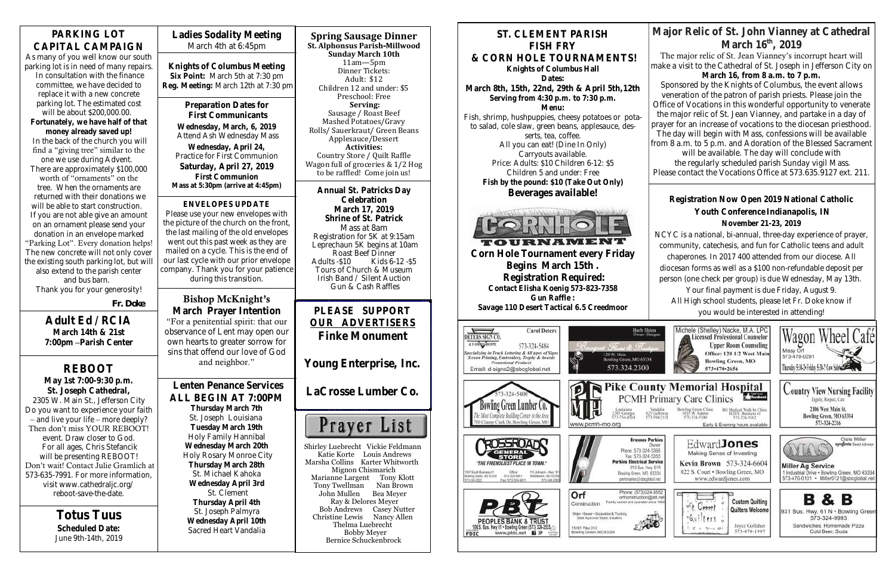## PARKING LOT CAPITAL CAMPAIGN

As many of you well know our south parking lot is in need of many repairs. In consultation with the finance committee, we have decided to replace it with a new concrete parking lot. The estimated cost will be about $200,000.00.

**Fortunately, we have half of that money already saved up!**

In the back of the church you will find a "giving tree" similar to the one we use during Advent. There are approximately $100,000 worth of "ornaments" on the tree. When the ornaments are returned with their donations we will be able to start construction. If you are not able give an amount on an ornament please send your donation in an envelope marked "Parking Lot". Every donation helps! The new concrete will not only cover the existing south parking lot, but will also extend to the parish center and bus barn.

Thank you for your generosity!

***Fr. Doke***

## Adult Ed / RCIA

**March 14th & 21st**
**7:00pm –Parish Center**

## REBOOT

**May 1st 7:00-9:30 p.m.**
**St. Joseph Cathedral,**
2305 W. Main St., Jefferson City
Do you want to experience your faith – and live your life – more deeply? Then don't miss YOUR REBOOT! event. Draw closer to God. For all ages, Chris Stefancik will be presenting REBOOT! Don't wait! Contact Julie Gramlich at 573-635-7991. For more information, visit www.cathedraljc.org/reboot-save-the-date.

## Totus Tuus

**Scheduled Date:**
June 9th-14th, 2019

## Ladies Sodality Meeting

March 4th at 6:45pm

**Knights of Columbus Meeting**
**Six Point:** March 5th at 7:30 pm
**Reg. Meeting:** March 12th at 7:30 pm

### Preparation Dates for First Communicants

**Wednesday, March, 6, 2019**
Attend Ash Wednesday Mass

**Wednesday, April 24,**
Practice for First Communion

**Saturday, April 27, 2019**
**First Communion**
**Mass at 5:30pm (arrive at 4:45pm)**

### ENVELOPES UPDATE

Please use your new envelopes with the picture of the church on the front, the last mailing of the old envelopes went out this past week as they are mailed on a cycle. This is the end of our last cycle with our prior envelope company. Thank you for your patience during this transition.

### Bishop McKnight's March Prayer Intention

"For a penitential spirit: that our observance of Lent may open our own hearts to greater sorrow for sins that offend our love of God and neighbor."

### Lenten Penance Services

**ALL BEGIN AT 7:00PM**

**Thursday March 7th**
St. Joseph Louisiana
**Tuesday March 19th**
Holy Family Hannibal
**Wednesday March 20th**
Holy Rosary Monroe City
**Thursday March 28th**
St. Michael Kahoka
**Wednesday April 3rd**
St. Clement
**Thursday April 4th**
St. Joseph Palmyra
**Wednesday April 10th**
Sacred Heart Vandalia

## Spring Sausage Dinner

**St. Alphonsus Parish-Millwood**
**Sunday March 10th**
11am—5pm
Dinner Tickets:
Adult: $12
Children 12 and under: $5
Preschool: Free
**Serving:**
Sausage / Roast Beef
Mashed Potatoes/Gravy
Rolls/ Sauerkraut/ Green Beans
Applesauce/Dessert
**Activities:**
Country Store / Quilt Raffle
Wagon full of groceries & 1/2 Hog to be raffled! Come join us!

### Annual St. Patricks Day Celebration

**March 17, 2019**
**Shrine of St. Patrick**
Mass at 8am
Registration for 5K at 9:15am
Leprechaun 5K begins at 10am
Roast Beef Dinner
Adults -$10 Kids 6-12 -$5
Tours of Church & Museum
Irish Band / Silent Auction
Gun & Cash Raffles

### PLEASE SUPPORT OUR ADVERTISERS

**Finke Monument**

**Young Enterprise, Inc.**

**LaCrosse Lumber Co.**

### Prayer List

Shirley Luebrecht Vickie Feldmann
Katie Korte Louis Andrews
Marsha Collins Karter Whitworth
Mignon Chismarich
Marianne Largent Tony Klott
Tony Twellman Nan Brown
John Mullen Bea Meyer
Ray & Delores Meyer
Bob Andrews Casey Nutter
Christine Lewis Nancy Allen
Thelma Luebrecht
Bobby Meyer
Bernice Schuckenbrock

## ST. CLEMENT PARISH FISH FRY & CORN HOLE TOURNAMENTS!

**Knights of Columbus Hall**
**Dates:**
**March 8th, 15th, 22nd, 29th & April 5th,12th**
**Serving from 4:30 p.m. to 7:30 p.m.**
**Menu:**
Fish, shrimp, hushpuppies, cheesy potatoes or potato salad, cole slaw, green beans, applesauce, desserts, tea, coffee.
All you can eat! (Dine In Only)
Carryouts available.
Price: Adults: $10 Children 6-12: $5
Children 5 and under: Free
**Fish by the pound: $10 (Take Out Only)**
**Beverages available!**

CORNHOLE TOURNAMENT

**Corn Hole Tournament every Friday Begins March 15th .**
**Registration Required:**
**Contact Elisha Koenig 573-823-7358**
**Gun Raffle :**
**Savage 110 Desert Tactical 6.5 Creedmoor**

## Major Relic of St. John Vianney at Cathedral March 16th, 2019

The major relic of St. Jean Vianney's incorrupt heart will make a visit to the Cathedral of St. Joseph in Jefferson City on **March 16, from 8 a.m. to 7 p.m.** Sponsored by the Knights of Columbus, the event allows veneration of the patron of parish priests. Please join the Office of Vocations in this wonderful opportunity to venerate the major relic of St. Jean Vianney, and partake in a day of prayer for an increase of vocations to the diocesan priesthood. The day will begin with Mass, confessions will be available from 8 a.m. to 5 p.m. and Adoration of the Blessed Sacrament will be available. The day will conclude with the regularly scheduled parish Sunday vigil Mass. Please contact the Vocations Office at 573.635.9127 ext. 211.

### Registration Now Open 2019 National Catholic Youth Conference Indianapolis, IN

**November 21-23, 2019**

NCYC is a national, bi-annual, three-day experience of prayer, community, catechesis, and fun for Catholic teens and adult chaperones. In 2017 400 attended from our diocese. All diocesan forms as well as a $100 non-refundable deposit per person (one check per group) is due Wednesday, May 13th. Your final payment is due Friday, August 9. All High school students, please let Fr. Doke know if you would be interested in attending!

---

**DETERS SIGN CO.** — Carol Deters — 573-324-5484 — Specializing in Truck Lettering & All types of Signs, Screen Printing, Embroidery, Trophy & Awards, Promotional Products — Email: d-signs2@sbcglobal.net

Bouquet Florist & Boutique — Barb Shinn, Owner / Designer — 120 W. Main, Bowling Green, MO 63334 — 573.324.2300

Michele (Shelley) Nacke, M.A. LPC — Licensed Professional Counselor — Upper Room Counseling — Office: 120 1/2 West Main, Bowling Green, MO — 573•470•2656

Wagon Wheel Café — Missy Orf — 573-470-0291 — Thursday 5:30-2 / Friday 5:30-? Cow Sale

Bowling Green Lumber Co. — 573-324-5400 — The Most Complete Building Center in the Area — 700 Champ Clark Dr, Bowling Green, MO

Pike County Memorial Hospital — PCMH Primary Care Clinics — Louisiana 2305 Georgia 573-754-4584 — Vandalia 425 Galloway 573-594-2111 — Bowling Green Clinic 1015 W. Adams 573-324-5100 — BG Medical Walk-In Clinic 1620 S. Business 61 573-324-5562 — www.pcmh-mo.org — Early & Evening hours available

Country View Nursing Facility — Dignity, Respect, Care — 2106 West Main St. Bowling Green, MO 63334 — 573-324-2116

CROSSROADS GENERAL STORE — "THE FRIENDLIEST PLACE IN TOWN." — 1001 South Business 61, Bowling Green, MO 63334, 573-324-2623 — Office 573-324-6811, Fax 573-324-6811 — 110 Johnson - Hwy 161, Middletown, MO 63359, 573-549-2080

Bremer Perkins, Owner — Phone: 573-324-5966 — Fax: 573-324-5355 — Perkins Electrical Service — 819 Bus. Hwy. 61N — Bowling Green, MO 63334 — perkinselec@sbcglobal.net

Edward Jones — Making Sense of Investing — Kevin Brown 573-324-6604 — 822 S. Court • Bowling Green, MO — www.edwardjones.com

Clete Miller — syngenta Seed Advisor — Miller Ag Service — 1 Industrial Drive • Bowling Green, MO 63334 — 573-470-0101 • Miller0121@sbcglobal.net

PEOPLES BANK & TRUST — 106 S. Bus. Hwy 61 • Bowling Green (573) 324-2515 — www.pbtc.net — FDIC

Orf Construction — Phone: (573)324-3552 — orfconstruction@att.net — Family owned and operated since 1964 — Water • Sewer • Excavation & Trucking — State Approved Septic Installers — 15181 Pike 313, Bowling Green, MO 63334

St. Clement Quilters — Custom Quilting — Quilters Welcome — Joyce Gollaher — 573-470-1997

B & B — 931 Bus. Hwy. 61 N • Bowling Green — 573-324-9993 — Sandwiches. Homemade Pizza — Cold Beer, Soda